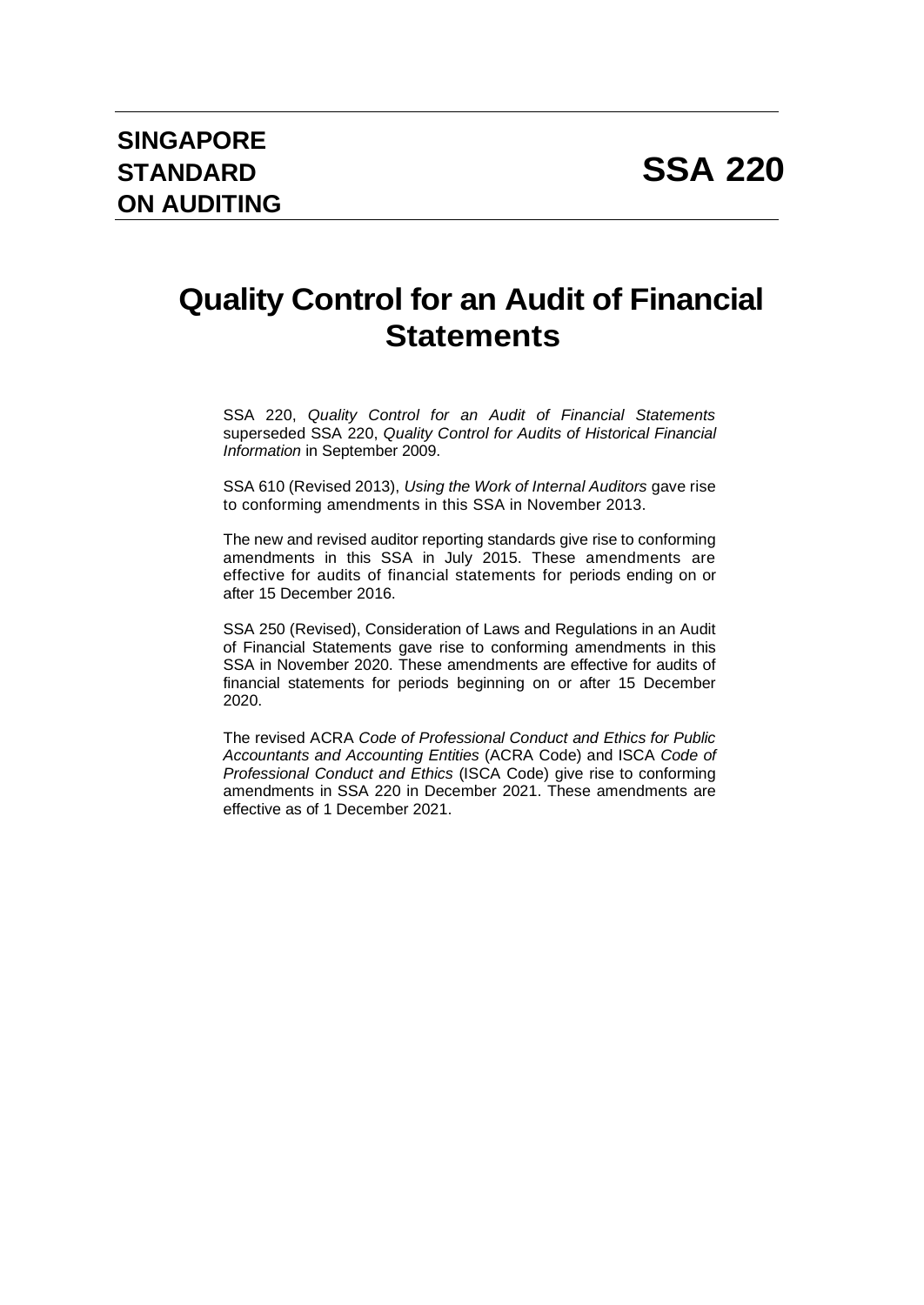**SINGAPORE STANDARD ON AUDITING**

# SSA 220

# Quality Control for an Audit of Financial Statements

SSA 220, *Quality Control for an Audit of Financial Statements* superseded SSA 220, *Quality Control for Audits of Historical Financial Information* in September 2009.

SSA 610 (Revised 2013), *Using the Work of Internal Auditors* gave rise to conforming amendments in this SSA in November 2013.

The new and revised auditor reporting standards give rise to conforming amendments in this SSA in July 2015. These amendments are effective for audits of financial statements for periods ending on or after 15 December 2016.

SSA 250 (Revised), Consideration of Laws and Regulations in an Audit of Financial Statements gave rise to conforming amendments in this SSA in November 2020. These amendments are effective for audits of financial statements for periods beginning on or after 15 December 2020.

The revised ACRA *Code of Professional Conduct and Ethics for Public Accountants and Accounting Entities* (ACRA Code) and ISCA *Code of Professional Conduct and Ethics* (ISCA Code) give rise to conforming amendments in SSA 220 in December 2021. These amendments are effective as of 1 December 2021.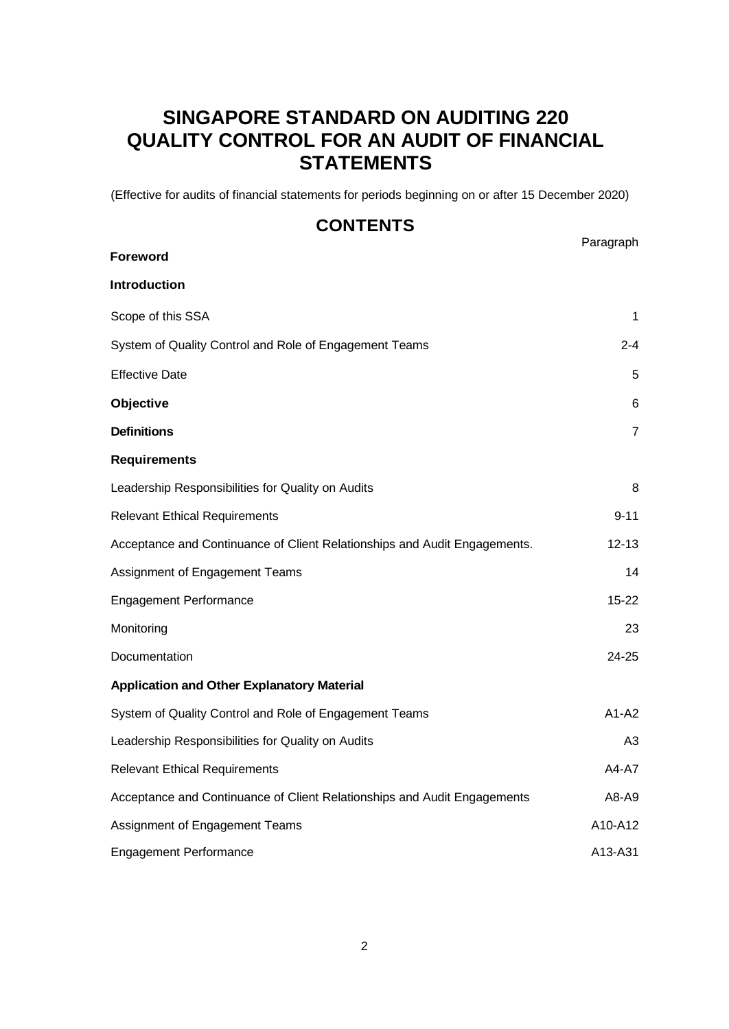# SINGAPORE STANDARD ON AUDITING 220
# QUALITY CONTROL FOR AN AUDIT OF FINANCIAL STATEMENTS

(Effective for audits of financial statements for periods beginning on or after 15 December 2020)

## CONTENTS

| | Paragraph |
|---|---|
| **Foreword** | |
| **Introduction** | |
| Scope of this SSA | 1 |
| System of Quality Control and Role of Engagement Teams | 2-4 |
| Effective Date | 5 |
| **Objective** | 6 |
| **Definitions** | 7 |
| **Requirements** | |
| Leadership Responsibilities for Quality on Audits | 8 |
| Relevant Ethical Requirements | 9-11 |
| Acceptance and Continuance of Client Relationships and Audit Engagements. | 12-13 |
| Assignment of Engagement Teams | 14 |
| Engagement Performance | 15-22 |
| Monitoring | 23 |
| Documentation | 24-25 |
| **Application and Other Explanatory Material** | |
| System of Quality Control and Role of Engagement Teams | A1-A2 |
| Leadership Responsibilities for Quality on Audits | A3 |
| Relevant Ethical Requirements | A4-A7 |
| Acceptance and Continuance of Client Relationships and Audit Engagements | A8-A9 |
| Assignment of Engagement Teams | A10-A12 |
| Engagement Performance | A13-A31 |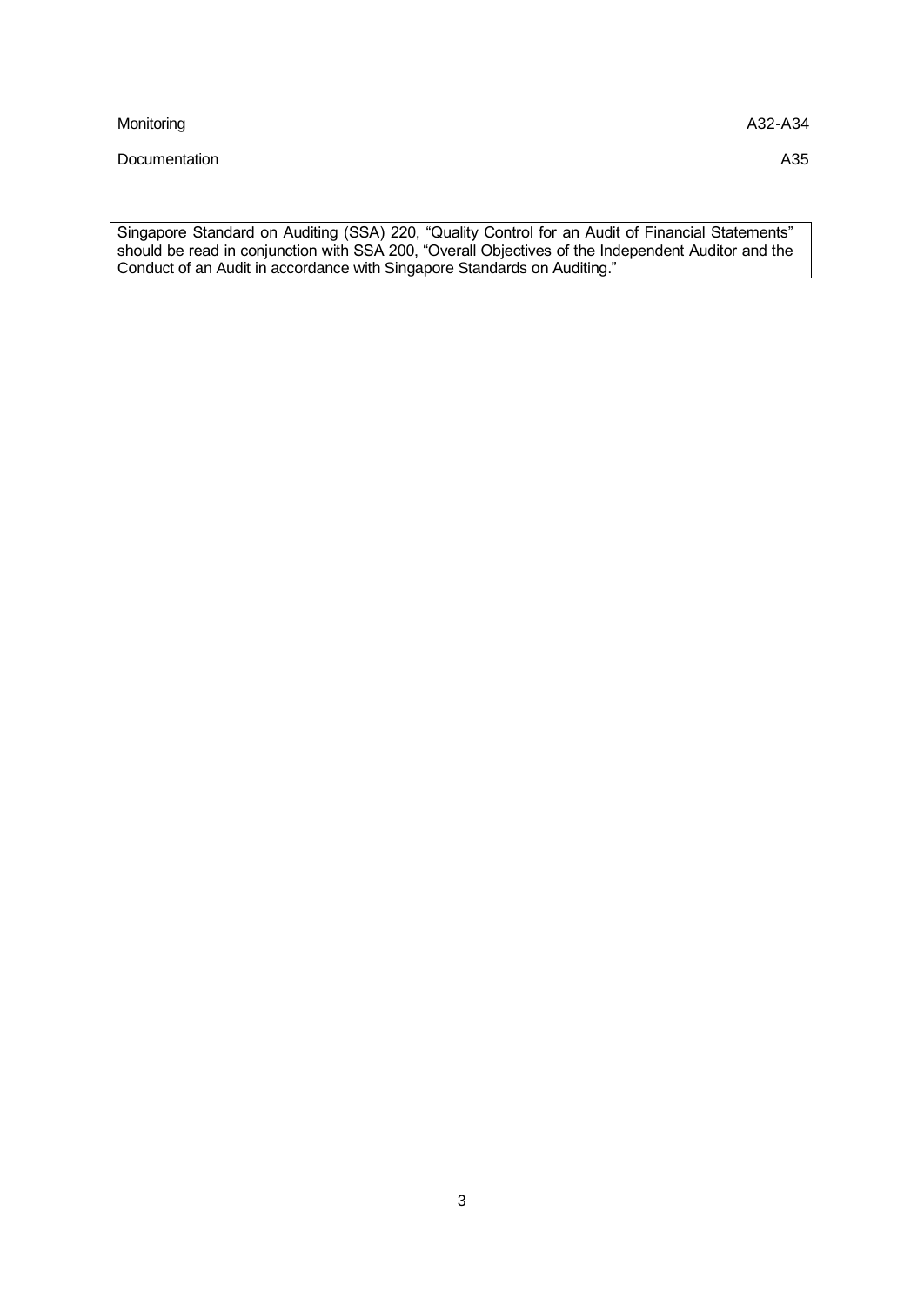| | |
|---|---|
| Monitoring | A32-A34 |
| Documentation | A35 |

Singapore Standard on Auditing (SSA) 220, "Quality Control for an Audit of Financial Statements" should be read in conjunction with SSA 200, "Overall Objectives of the Independent Auditor and the Conduct of an Audit in accordance with Singapore Standards on Auditing."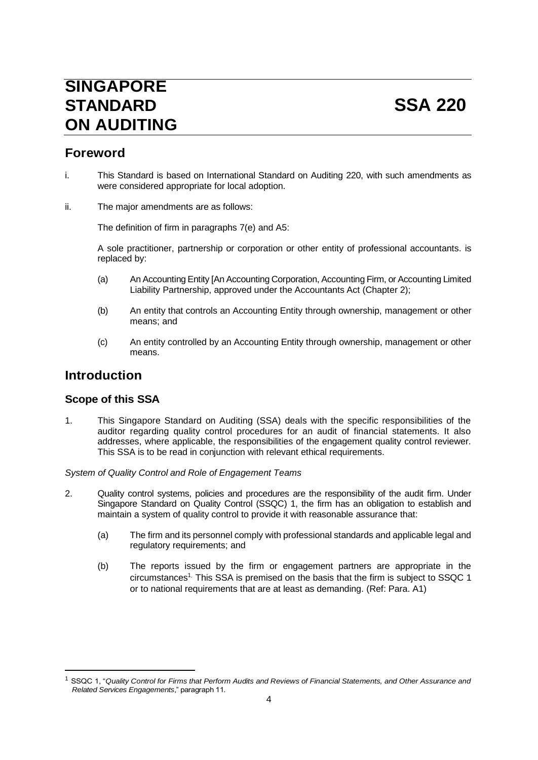# SINGAPORE STANDARD ON AUDITING SSA 220

## Foreword

i. This Standard is based on International Standard on Auditing 220, with such amendments as were considered appropriate for local adoption.

ii. The major amendments are as follows:

The definition of firm in paragraphs 7(e) and A5:

A sole practitioner, partnership or corporation or other entity of professional accountants. is replaced by:

(a) An Accounting Entity [An Accounting Corporation, Accounting Firm, or Accounting Limited Liability Partnership, approved under the Accountants Act (Chapter 2);

(b) An entity that controls an Accounting Entity through ownership, management or other means; and

(c) An entity controlled by an Accounting Entity through ownership, management or other means.

## Introduction

### Scope of this SSA

1. This Singapore Standard on Auditing (SSA) deals with the specific responsibilities of the auditor regarding quality control procedures for an audit of financial statements. It also addresses, where applicable, the responsibilities of the engagement quality control reviewer. This SSA is to be read in conjunction with relevant ethical requirements.

*System of Quality Control and Role of Engagement Teams*

2. Quality control systems, policies and procedures are the responsibility of the audit firm. Under Singapore Standard on Quality Control (SSQC) 1, the firm has an obligation to establish and maintain a system of quality control to provide it with reasonable assurance that:

   (a) The firm and its personnel comply with professional standards and applicable legal and regulatory requirements; and

   (b) The reports issued by the firm or engagement partners are appropriate in the circumstances[1]. This SSA is premised on the basis that the firm is subject to SSQC 1 or to national requirements that are at least as demanding. (Ref: Para. A1)

[1] SSQC 1, "*Quality Control for Firms that Perform Audits and Reviews of Financial Statements, and Other Assurance and Related Services Engagements*," paragraph 11.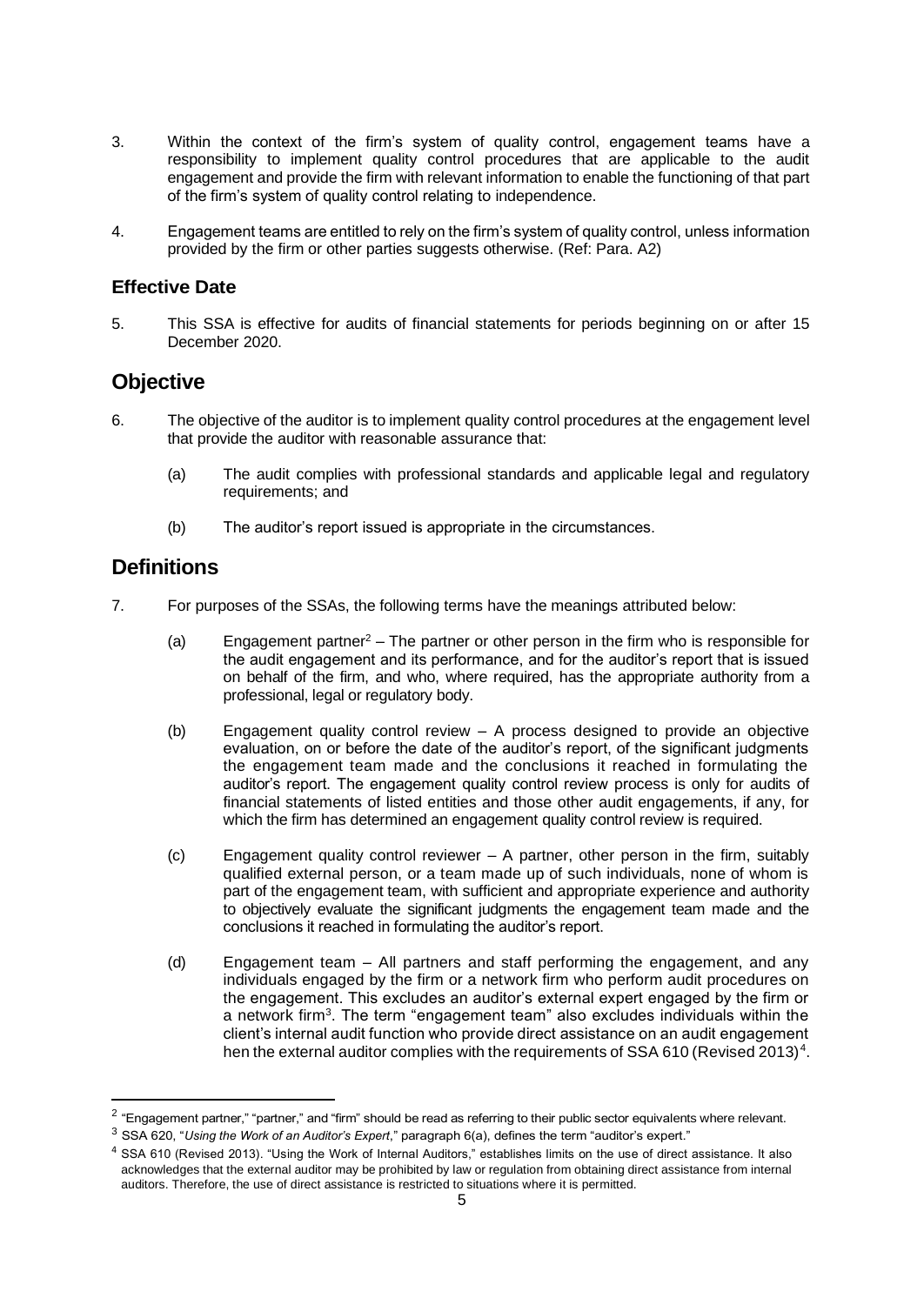3. Within the context of the firm's system of quality control, engagement teams have a responsibility to implement quality control procedures that are applicable to the audit engagement and provide the firm with relevant information to enable the functioning of that part of the firm's system of quality control relating to independence.

4. Engagement teams are entitled to rely on the firm's system of quality control, unless information provided by the firm or other parties suggests otherwise. (Ref: Para. A2)

### Effective Date

5. This SSA is effective for audits of financial statements for periods beginning on or after 15 December 2020.

## Objective

6. The objective of the auditor is to implement quality control procedures at the engagement level that provide the auditor with reasonable assurance that:

   (a) The audit complies with professional standards and applicable legal and regulatory requirements; and

   (b) The auditor's report issued is appropriate in the circumstances.

## Definitions

7. For purposes of the SSAs, the following terms have the meanings attributed below:

   (a) Engagement partner[2] – The partner or other person in the firm who is responsible for the audit engagement and its performance, and for the auditor's report that is issued on behalf of the firm, and who, where required, has the appropriate authority from a professional, legal or regulatory body.

   (b) Engagement quality control review – A process designed to provide an objective evaluation, on or before the date of the auditor's report, of the significant judgments the engagement team made and the conclusions it reached in formulating the auditor's report. The engagement quality control review process is only for audits of financial statements of listed entities and those other audit engagements, if any, for which the firm has determined an engagement quality control review is required.

   (c) Engagement quality control reviewer – A partner, other person in the firm, suitably qualified external person, or a team made up of such individuals, none of whom is part of the engagement team, with sufficient and appropriate experience and authority to objectively evaluate the significant judgments the engagement team made and the conclusions it reached in formulating the auditor's report.

   (d) Engagement team – All partners and staff performing the engagement, and any individuals engaged by the firm or a network firm who perform audit procedures on the engagement. This excludes an auditor's external expert engaged by the firm or a network firm[3]. The term "engagement team" also excludes individuals within the client's internal audit function who provide direct assistance on an audit engagement hen the external auditor complies with the requirements of SSA 610 (Revised 2013)[4].

---

[2] "Engagement partner," "partner," and "firm" should be read as referring to their public sector equivalents where relevant.

[3] SSA 620, "*Using the Work of an Auditor's Expert*," paragraph 6(a), defines the term "auditor's expert."

[4] SSA 610 (Revised 2013). "Using the Work of Internal Auditors," establishes limits on the use of direct assistance. It also acknowledges that the external auditor may be prohibited by law or regulation from obtaining direct assistance from internal auditors. Therefore, the use of direct assistance is restricted to situations where it is permitted.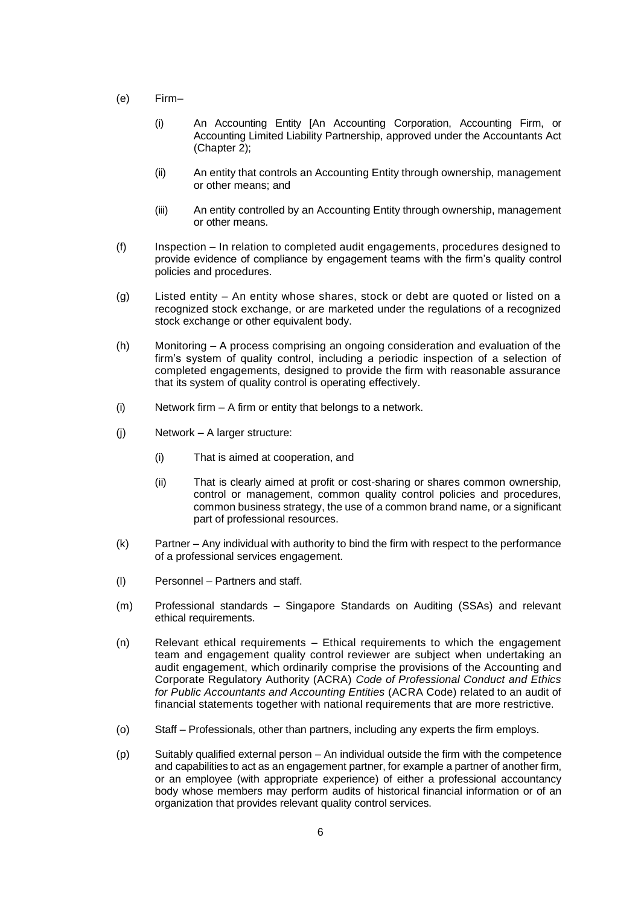(e) Firm–

   (i) An Accounting Entity [An Accounting Corporation, Accounting Firm, or Accounting Limited Liability Partnership, approved under the Accountants Act (Chapter 2);

   (ii) An entity that controls an Accounting Entity through ownership, management or other means; and

   (iii) An entity controlled by an Accounting Entity through ownership, management or other means.

(f) Inspection – In relation to completed audit engagements, procedures designed to provide evidence of compliance by engagement teams with the firm's quality control policies and procedures.

(g) Listed entity – An entity whose shares, stock or debt are quoted or listed on a recognized stock exchange, or are marketed under the regulations of a recognized stock exchange or other equivalent body.

(h) Monitoring – A process comprising an ongoing consideration and evaluation of the firm's system of quality control, including a periodic inspection of a selection of completed engagements, designed to provide the firm with reasonable assurance that its system of quality control is operating effectively.

(i) Network firm – A firm or entity that belongs to a network.

(j) Network – A larger structure:

   (i) That is aimed at cooperation, and

   (ii) That is clearly aimed at profit or cost-sharing or shares common ownership, control or management, common quality control policies and procedures, common business strategy, the use of a common brand name, or a significant part of professional resources.

(k) Partner – Any individual with authority to bind the firm with respect to the performance of a professional services engagement.

(l) Personnel – Partners and staff.

(m) Professional standards – Singapore Standards on Auditing (SSAs) and relevant ethical requirements.

(n) Relevant ethical requirements – Ethical requirements to which the engagement team and engagement quality control reviewer are subject when undertaking an audit engagement, which ordinarily comprise the provisions of the Accounting and Corporate Regulatory Authority (ACRA) *Code of Professional Conduct and Ethics for Public Accountants and Accounting Entities* (ACRA Code) related to an audit of financial statements together with national requirements that are more restrictive.

(o) Staff – Professionals, other than partners, including any experts the firm employs.

(p) Suitably qualified external person – An individual outside the firm with the competence and capabilities to act as an engagement partner, for example a partner of another firm, or an employee (with appropriate experience) of either a professional accountancy body whose members may perform audits of historical financial information or of an organization that provides relevant quality control services.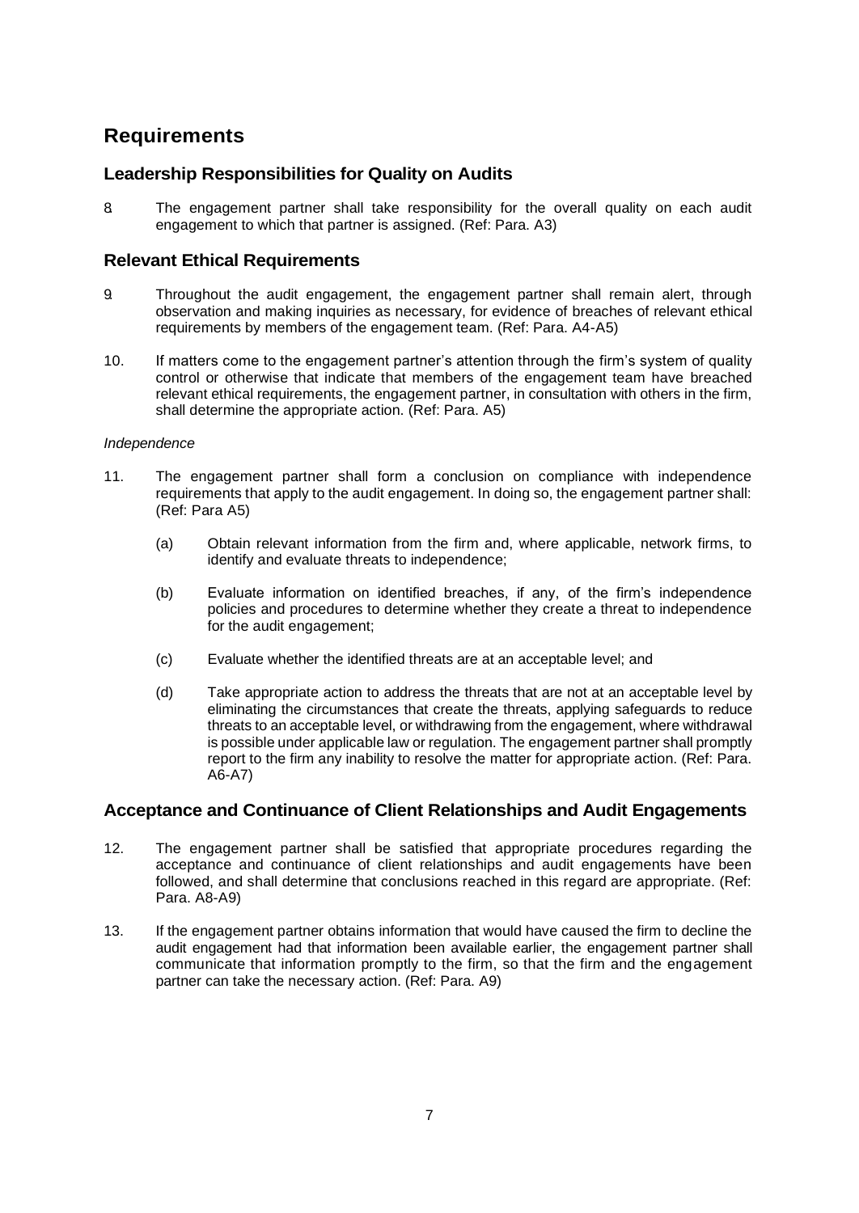# Requirements

## Leadership Responsibilities for Quality on Audits

8. The engagement partner shall take responsibility for the overall quality on each audit engagement to which that partner is assigned. (Ref: Para. A3)

## Relevant Ethical Requirements

9. Throughout the audit engagement, the engagement partner shall remain alert, through observation and making inquiries as necessary, for evidence of breaches of relevant ethical requirements by members of the engagement team. (Ref: Para. A4-A5)

10. If matters come to the engagement partner's attention through the firm's system of quality control or otherwise that indicate that members of the engagement team have breached relevant ethical requirements, the engagement partner, in consultation with others in the firm, shall determine the appropriate action. (Ref: Para. A5)

*Independence*

11. The engagement partner shall form a conclusion on compliance with independence requirements that apply to the audit engagement. In doing so, the engagement partner shall: (Ref: Para A5)

    (a) Obtain relevant information from the firm and, where applicable, network firms, to identify and evaluate threats to independence;

    (b) Evaluate information on identified breaches, if any, of the firm's independence policies and procedures to determine whether they create a threat to independence for the audit engagement;

    (c) Evaluate whether the identified threats are at an acceptable level; and

    (d) Take appropriate action to address the threats that are not at an acceptable level by eliminating the circumstances that create the threats, applying safeguards to reduce threats to an acceptable level, or withdrawing from the engagement, where withdrawal is possible under applicable law or regulation. The engagement partner shall promptly report to the firm any inability to resolve the matter for appropriate action. (Ref: Para. A6-A7)

## Acceptance and Continuance of Client Relationships and Audit Engagements

12. The engagement partner shall be satisfied that appropriate procedures regarding the acceptance and continuance of client relationships and audit engagements have been followed, and shall determine that conclusions reached in this regard are appropriate. (Ref: Para. A8-A9)

13. If the engagement partner obtains information that would have caused the firm to decline the audit engagement had that information been available earlier, the engagement partner shall communicate that information promptly to the firm, so that the firm and the engagement partner can take the necessary action. (Ref: Para. A9)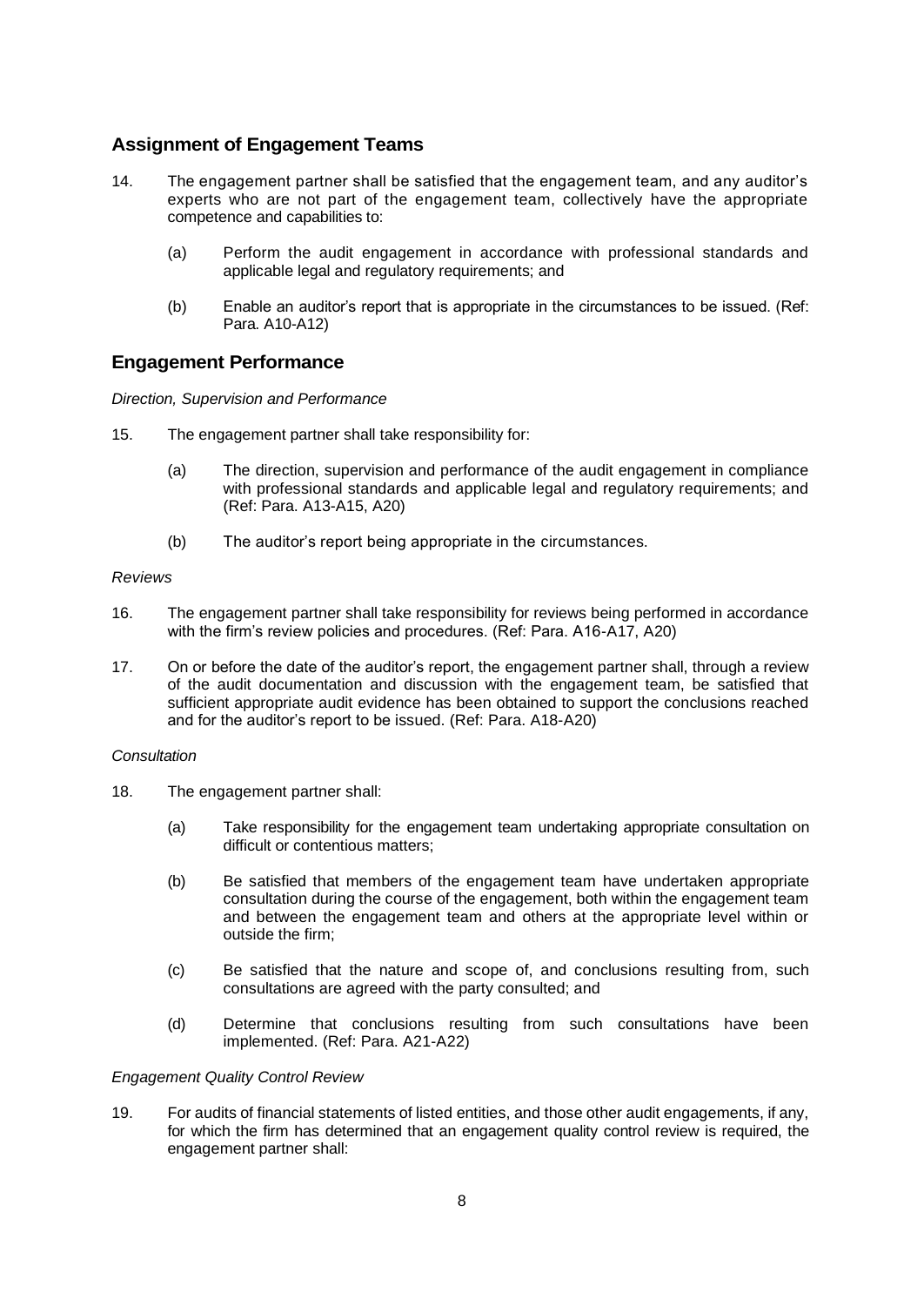## Assignment of Engagement Teams

14. The engagement partner shall be satisfied that the engagement team, and any auditor's experts who are not part of the engagement team, collectively have the appropriate competence and capabilities to:

    (a) Perform the audit engagement in accordance with professional standards and applicable legal and regulatory requirements; and

    (b) Enable an auditor's report that is appropriate in the circumstances to be issued. (Ref: Para. A10-A12)

## Engagement Performance

*Direction, Supervision and Performance*

15. The engagement partner shall take responsibility for:

    (a) The direction, supervision and performance of the audit engagement in compliance with professional standards and applicable legal and regulatory requirements; and (Ref: Para. A13-A15, A20)

    (b) The auditor's report being appropriate in the circumstances.

*Reviews*

16. The engagement partner shall take responsibility for reviews being performed in accordance with the firm's review policies and procedures. (Ref: Para. A16-A17, A20)

17. On or before the date of the auditor's report, the engagement partner shall, through a review of the audit documentation and discussion with the engagement team, be satisfied that sufficient appropriate audit evidence has been obtained to support the conclusions reached and for the auditor's report to be issued. (Ref: Para. A18-A20)

*Consultation*

18. The engagement partner shall:

    (a) Take responsibility for the engagement team undertaking appropriate consultation on difficult or contentious matters;

    (b) Be satisfied that members of the engagement team have undertaken appropriate consultation during the course of the engagement, both within the engagement team and between the engagement team and others at the appropriate level within or outside the firm;

    (c) Be satisfied that the nature and scope of, and conclusions resulting from, such consultations are agreed with the party consulted; and

    (d) Determine that conclusions resulting from such consultations have been implemented. (Ref: Para. A21-A22)

*Engagement Quality Control Review*

19. For audits of financial statements of listed entities, and those other audit engagements, if any, for which the firm has determined that an engagement quality control review is required, the engagement partner shall: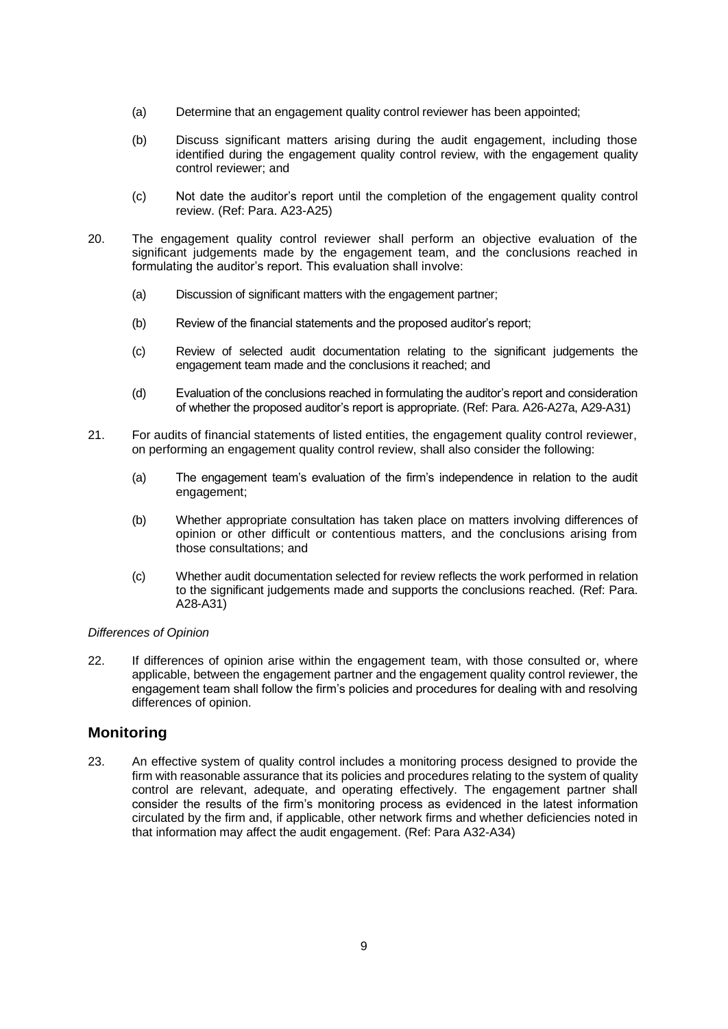(a) Determine that an engagement quality control reviewer has been appointed;

(b) Discuss significant matters arising during the audit engagement, including those identified during the engagement quality control review, with the engagement quality control reviewer; and

(c) Not date the auditor's report until the completion of the engagement quality control review. (Ref: Para. A23-A25)

20. The engagement quality control reviewer shall perform an objective evaluation of the significant judgements made by the engagement team, and the conclusions reached in formulating the auditor's report. This evaluation shall involve:

    (a) Discussion of significant matters with the engagement partner;

    (b) Review of the financial statements and the proposed auditor's report;

    (c) Review of selected audit documentation relating to the significant judgements the engagement team made and the conclusions it reached; and

    (d) Evaluation of the conclusions reached in formulating the auditor's report and consideration of whether the proposed auditor's report is appropriate. (Ref: Para. A26-A27a, A29-A31)

21. For audits of financial statements of listed entities, the engagement quality control reviewer, on performing an engagement quality control review, shall also consider the following:

    (a) The engagement team's evaluation of the firm's independence in relation to the audit engagement;

    (b) Whether appropriate consultation has taken place on matters involving differences of opinion or other difficult or contentious matters, and the conclusions arising from those consultations; and

    (c) Whether audit documentation selected for review reflects the work performed in relation to the significant judgements made and supports the conclusions reached. (Ref: Para. A28-A31)

*Differences of Opinion*

22. If differences of opinion arise within the engagement team, with those consulted or, where applicable, between the engagement partner and the engagement quality control reviewer, the engagement team shall follow the firm's policies and procedures for dealing with and resolving differences of opinion.

## Monitoring

23. An effective system of quality control includes a monitoring process designed to provide the firm with reasonable assurance that its policies and procedures relating to the system of quality control are relevant, adequate, and operating effectively. The engagement partner shall consider the results of the firm's monitoring process as evidenced in the latest information circulated by the firm and, if applicable, other network firms and whether deficiencies noted in that information may affect the audit engagement. (Ref: Para A32-A34)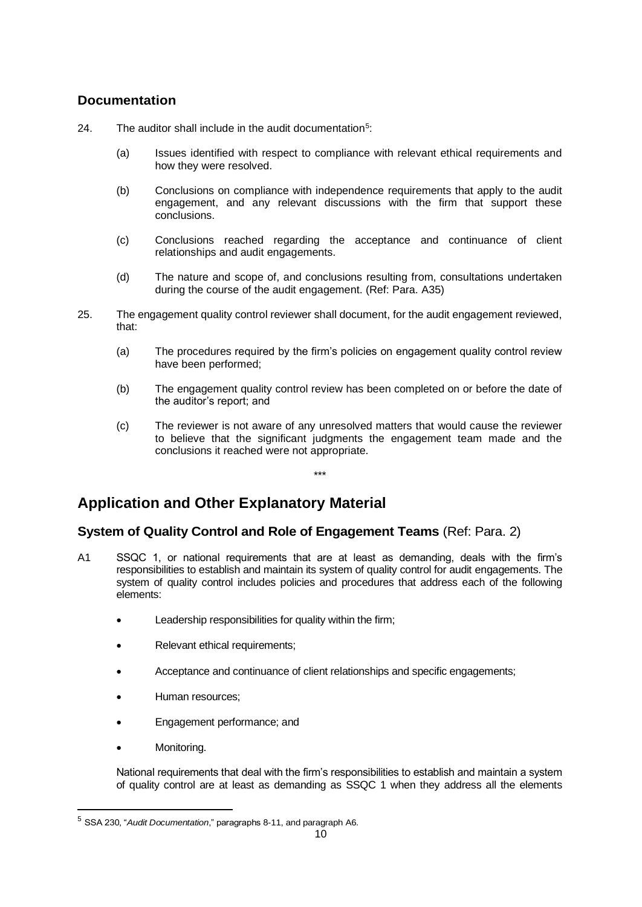## Documentation

24. The auditor shall include in the audit documentation[5]:

    (a) Issues identified with respect to compliance with relevant ethical requirements and how they were resolved.

    (b) Conclusions on compliance with independence requirements that apply to the audit engagement, and any relevant discussions with the firm that support these conclusions.

    (c) Conclusions reached regarding the acceptance and continuance of client relationships and audit engagements.

    (d) The nature and scope of, and conclusions resulting from, consultations undertaken during the course of the audit engagement. (Ref: Para. A35)

25. The engagement quality control reviewer shall document, for the audit engagement reviewed, that:

    (a) The procedures required by the firm's policies on engagement quality control review have been performed;

    (b) The engagement quality control review has been completed on or before the date of the auditor's report; and

    (c) The reviewer is not aware of any unresolved matters that would cause the reviewer to believe that the significant judgments the engagement team made and the conclusions it reached were not appropriate.

***

# Application and Other Explanatory Material

## System of Quality Control and Role of Engagement Teams (Ref: Para. 2)

A1 SSQC 1, or national requirements that are at least as demanding, deals with the firm's responsibilities to establish and maintain its system of quality control for audit engagements. The system of quality control includes policies and procedures that address each of the following elements:

- Leadership responsibilities for quality within the firm;
- Relevant ethical requirements;
- Acceptance and continuance of client relationships and specific engagements;
- Human resources;
- Engagement performance; and
- Monitoring.

National requirements that deal with the firm's responsibilities to establish and maintain a system of quality control are at least as demanding as SSQC 1 when they address all the elements

[5] SSA 230, "*Audit Documentation*," paragraphs 8-11, and paragraph A6.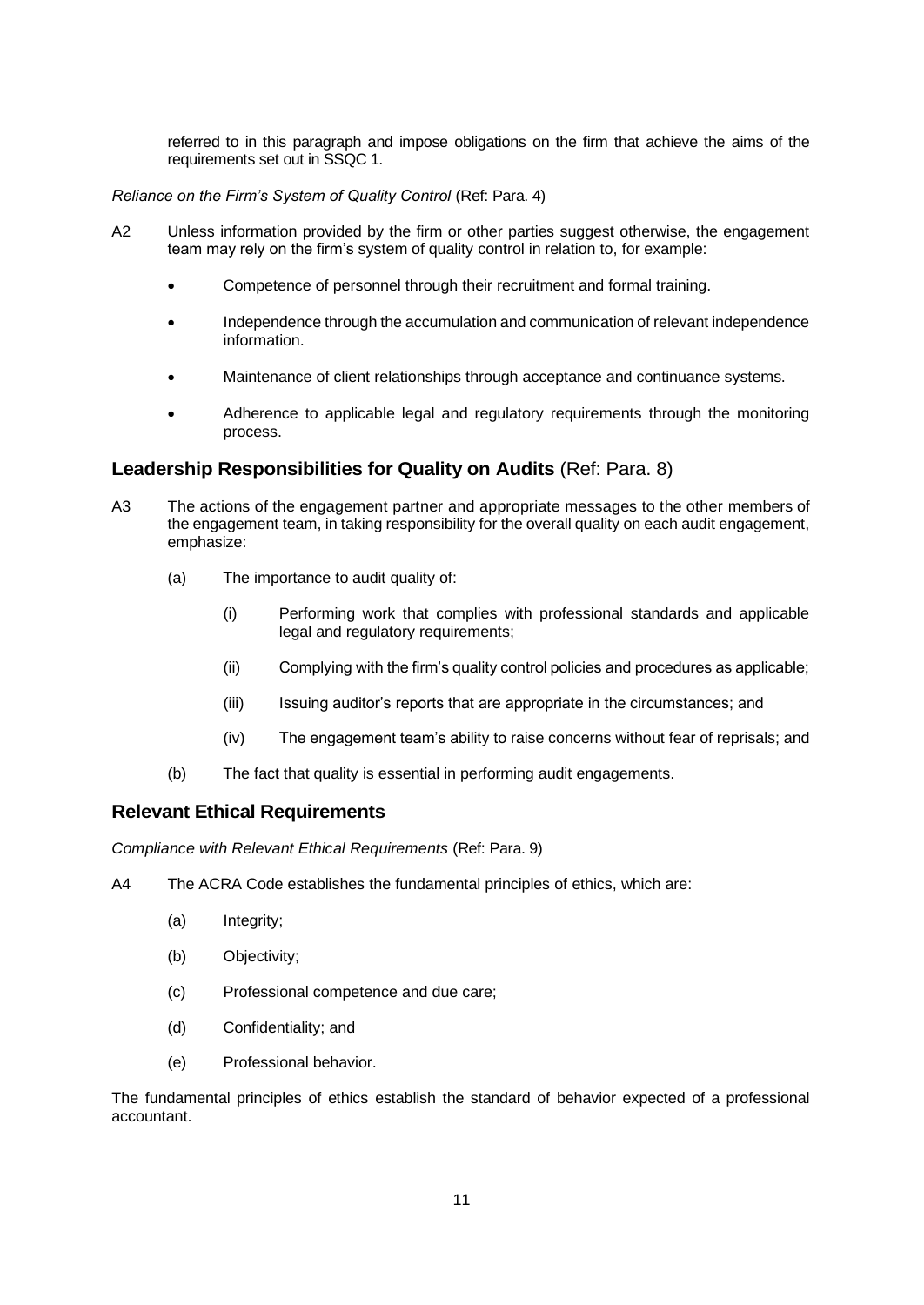referred to in this paragraph and impose obligations on the firm that achieve the aims of the requirements set out in SSQC 1.

*Reliance on the Firm's System of Quality Control* (Ref: Para. 4)

A2 Unless information provided by the firm or other parties suggest otherwise, the engagement team may rely on the firm's system of quality control in relation to, for example:

- Competence of personnel through their recruitment and formal training.
- Independence through the accumulation and communication of relevant independence information.
- Maintenance of client relationships through acceptance and continuance systems.
- Adherence to applicable legal and regulatory requirements through the monitoring process.

## Leadership Responsibilities for Quality on Audits (Ref: Para. 8)

A3 The actions of the engagement partner and appropriate messages to the other members of the engagement team, in taking responsibility for the overall quality on each audit engagement, emphasize:

(a) The importance to audit quality of:

(i) Performing work that complies with professional standards and applicable legal and regulatory requirements;

(ii) Complying with the firm's quality control policies and procedures as applicable;

(iii) Issuing auditor's reports that are appropriate in the circumstances; and

(iv) The engagement team's ability to raise concerns without fear of reprisals; and

(b) The fact that quality is essential in performing audit engagements.

## Relevant Ethical Requirements

*Compliance with Relevant Ethical Requirements* (Ref: Para. 9)

A4 The ACRA Code establishes the fundamental principles of ethics, which are:

(a) Integrity;

(b) Objectivity;

(c) Professional competence and due care;

(d) Confidentiality; and

(e) Professional behavior.

The fundamental principles of ethics establish the standard of behavior expected of a professional accountant.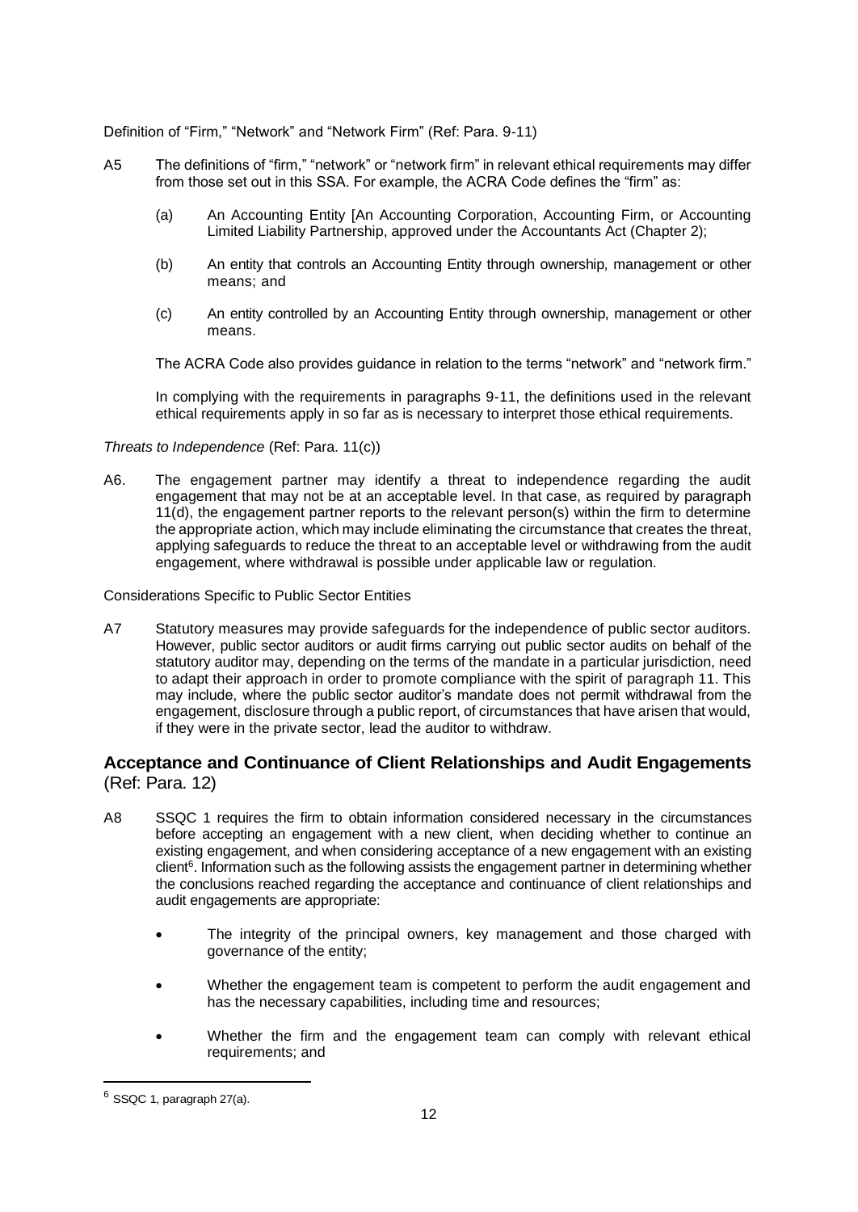Definition of "Firm," "Network" and "Network Firm" (Ref: Para. 9-11)

A5 The definitions of "firm," "network" or "network firm" in relevant ethical requirements may differ from those set out in this SSA. For example, the ACRA Code defines the "firm" as:

(a) An Accounting Entity [An Accounting Corporation, Accounting Firm, or Accounting Limited Liability Partnership, approved under the Accountants Act (Chapter 2);

(b) An entity that controls an Accounting Entity through ownership, management or other means; and

(c) An entity controlled by an Accounting Entity through ownership, management or other means.

The ACRA Code also provides guidance in relation to the terms "network" and "network firm."

In complying with the requirements in paragraphs 9-11, the definitions used in the relevant ethical requirements apply in so far as is necessary to interpret those ethical requirements.

*Threats to Independence* (Ref: Para. 11(c))

A6. The engagement partner may identify a threat to independence regarding the audit engagement that may not be at an acceptable level. In that case, as required by paragraph 11(d), the engagement partner reports to the relevant person(s) within the firm to determine the appropriate action, which may include eliminating the circumstance that creates the threat, applying safeguards to reduce the threat to an acceptable level or withdrawing from the audit engagement, where withdrawal is possible under applicable law or regulation.

Considerations Specific to Public Sector Entities

A7 Statutory measures may provide safeguards for the independence of public sector auditors. However, public sector auditors or audit firms carrying out public sector audits on behalf of the statutory auditor may, depending on the terms of the mandate in a particular jurisdiction, need to adapt their approach in order to promote compliance with the spirit of paragraph 11. This may include, where the public sector auditor's mandate does not permit withdrawal from the engagement, disclosure through a public report, of circumstances that have arisen that would, if they were in the private sector, lead the auditor to withdraw.

### **Acceptance and Continuance of Client Relationships and Audit Engagements** (Ref: Para. 12)

A8 SSQC 1 requires the firm to obtain information considered necessary in the circumstances before accepting an engagement with a new client, when deciding whether to continue an existing engagement, and when considering acceptance of a new engagement with an existing client[6]. Information such as the following assists the engagement partner in determining whether the conclusions reached regarding the acceptance and continuance of client relationships and audit engagements are appropriate:

- The integrity of the principal owners, key management and those charged with governance of the entity;
- Whether the engagement team is competent to perform the audit engagement and has the necessary capabilities, including time and resources;
- Whether the firm and the engagement team can comply with relevant ethical requirements; and

[6] SSQC 1, paragraph 27(a).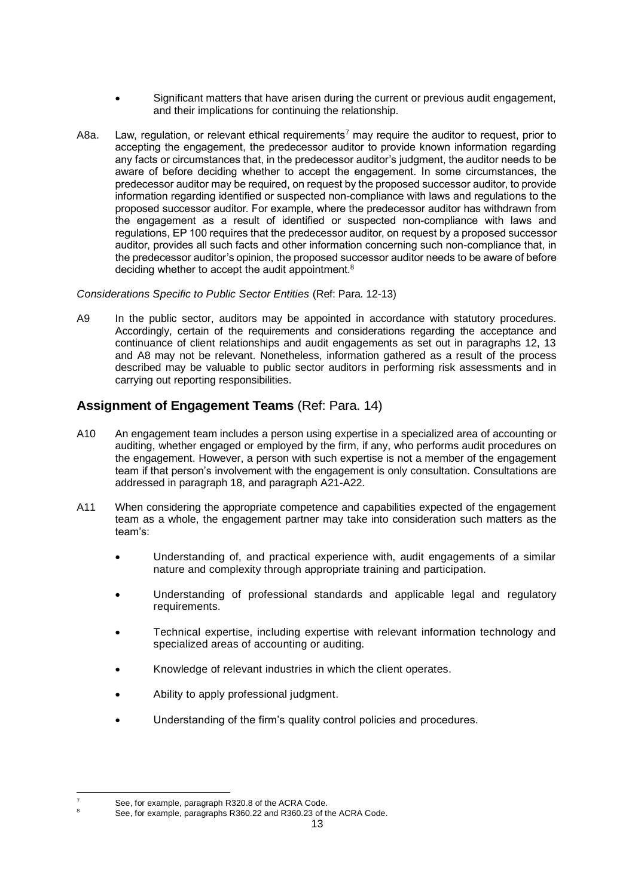- Significant matters that have arisen during the current or previous audit engagement, and their implications for continuing the relationship.

A8a. Law, regulation, or relevant ethical requirements[7] may require the auditor to request, prior to accepting the engagement, the predecessor auditor to provide known information regarding any facts or circumstances that, in the predecessor auditor's judgment, the auditor needs to be aware of before deciding whether to accept the engagement. In some circumstances, the predecessor auditor may be required, on request by the proposed successor auditor, to provide information regarding identified or suspected non-compliance with laws and regulations to the proposed successor auditor. For example, where the predecessor auditor has withdrawn from the engagement as a result of identified or suspected non-compliance with laws and regulations, EP 100 requires that the predecessor auditor, on request by a proposed successor auditor, provides all such facts and other information concerning such non-compliance that, in the predecessor auditor's opinion, the proposed successor auditor needs to be aware of before deciding whether to accept the audit appointment.[8]

*Considerations Specific to Public Sector Entities* (Ref: Para. 12-13)

A9 In the public sector, auditors may be appointed in accordance with statutory procedures. Accordingly, certain of the requirements and considerations regarding the acceptance and continuance of client relationships and audit engagements as set out in paragraphs 12, 13 and A8 may not be relevant. Nonetheless, information gathered as a result of the process described may be valuable to public sector auditors in performing risk assessments and in carrying out reporting responsibilities.

## Assignment of Engagement Teams (Ref: Para. 14)

A10 An engagement team includes a person using expertise in a specialized area of accounting or auditing, whether engaged or employed by the firm, if any, who performs audit procedures on the engagement. However, a person with such expertise is not a member of the engagement team if that person's involvement with the engagement is only consultation. Consultations are addressed in paragraph 18, and paragraph A21-A22.

A11 When considering the appropriate competence and capabilities expected of the engagement team as a whole, the engagement partner may take into consideration such matters as the team's:

- Understanding of, and practical experience with, audit engagements of a similar nature and complexity through appropriate training and participation.
- Understanding of professional standards and applicable legal and regulatory requirements.
- Technical expertise, including expertise with relevant information technology and specialized areas of accounting or auditing.
- Knowledge of relevant industries in which the client operates.
- Ability to apply professional judgment.
- Understanding of the firm's quality control policies and procedures.

---

[7] See, for example, paragraph R320.8 of the ACRA Code.

[8] See, for example, paragraphs R360.22 and R360.23 of the ACRA Code.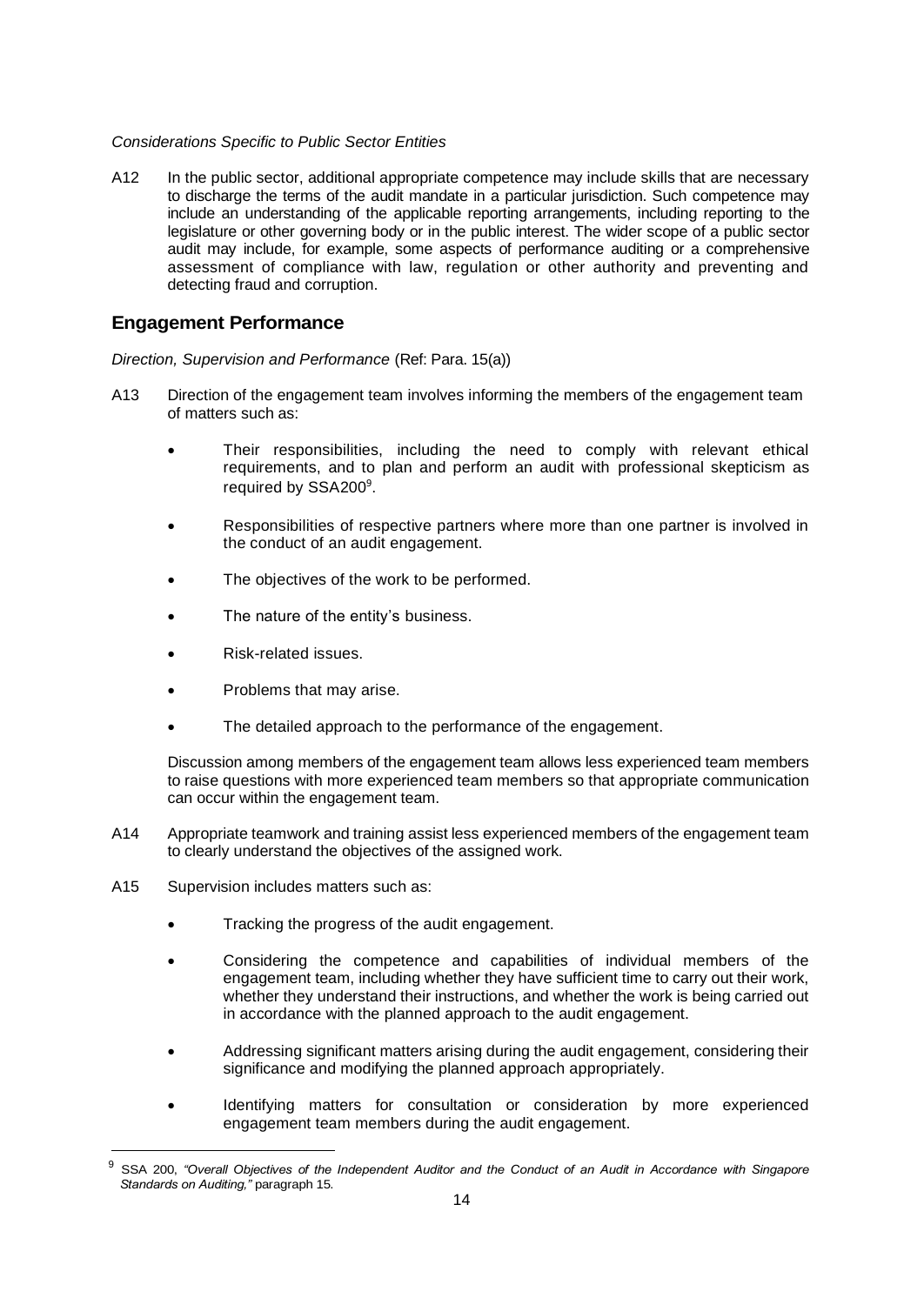*Considerations Specific to Public Sector Entities*

A12 In the public sector, additional appropriate competence may include skills that are necessary to discharge the terms of the audit mandate in a particular jurisdiction. Such competence may include an understanding of the applicable reporting arrangements, including reporting to the legislature or other governing body or in the public interest. The wider scope of a public sector audit may include, for example, some aspects of performance auditing or a comprehensive assessment of compliance with law, regulation or other authority and preventing and detecting fraud and corruption.

## Engagement Performance

*Direction, Supervision and Performance* (Ref: Para. 15(a))

A13 Direction of the engagement team involves informing the members of the engagement team of matters such as:

- Their responsibilities, including the need to comply with relevant ethical requirements, and to plan and perform an audit with professional skepticism as required by SSA200[9].
- Responsibilities of respective partners where more than one partner is involved in the conduct of an audit engagement.
- The objectives of the work to be performed.
- The nature of the entity's business.
- Risk-related issues.
- Problems that may arise.
- The detailed approach to the performance of the engagement.

Discussion among members of the engagement team allows less experienced team members to raise questions with more experienced team members so that appropriate communication can occur within the engagement team.

A14 Appropriate teamwork and training assist less experienced members of the engagement team to clearly understand the objectives of the assigned work.

A15 Supervision includes matters such as:

- Tracking the progress of the audit engagement.
- Considering the competence and capabilities of individual members of the engagement team, including whether they have sufficient time to carry out their work, whether they understand their instructions, and whether the work is being carried out in accordance with the planned approach to the audit engagement.
- Addressing significant matters arising during the audit engagement, considering their significance and modifying the planned approach appropriately.
- Identifying matters for consultation or consideration by more experienced engagement team members during the audit engagement.

[9] SSA 200, *"Overall Objectives of the Independent Auditor and the Conduct of an Audit in Accordance with Singapore Standards on Auditing,"* paragraph 15.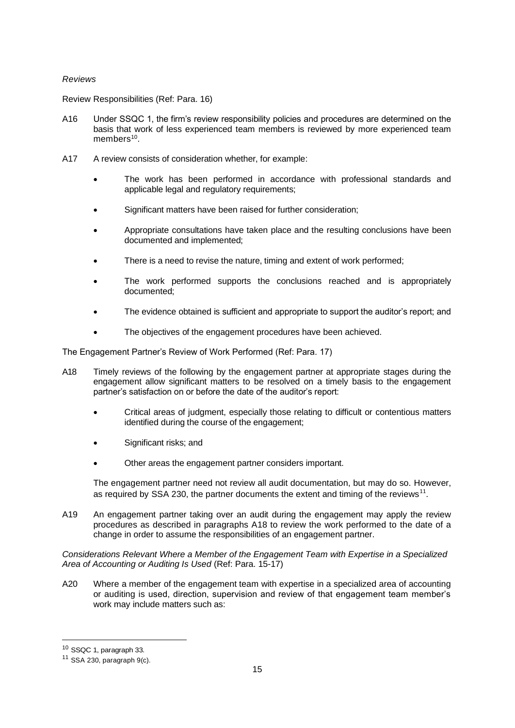*Reviews*

Review Responsibilities (Ref: Para. 16)

A16 Under SSQC 1, the firm's review responsibility policies and procedures are determined on the basis that work of less experienced team members is reviewed by more experienced team members[10].

A17 A review consists of consideration whether, for example:

- The work has been performed in accordance with professional standards and applicable legal and regulatory requirements;
- Significant matters have been raised for further consideration;
- Appropriate consultations have taken place and the resulting conclusions have been documented and implemented;
- There is a need to revise the nature, timing and extent of work performed;
- The work performed supports the conclusions reached and is appropriately documented;
- The evidence obtained is sufficient and appropriate to support the auditor's report; and
- The objectives of the engagement procedures have been achieved.

The Engagement Partner's Review of Work Performed (Ref: Para. 17)

A18 Timely reviews of the following by the engagement partner at appropriate stages during the engagement allow significant matters to be resolved on a timely basis to the engagement partner's satisfaction on or before the date of the auditor's report:

- Critical areas of judgment, especially those relating to difficult or contentious matters identified during the course of the engagement;
- Significant risks; and
- Other areas the engagement partner considers important.

The engagement partner need not review all audit documentation, but may do so. However, as required by SSA 230, the partner documents the extent and timing of the reviews[11].

A19 An engagement partner taking over an audit during the engagement may apply the review procedures as described in paragraphs A18 to review the work performed to the date of a change in order to assume the responsibilities of an engagement partner.

*Considerations Relevant Where a Member of the Engagement Team with Expertise in a Specialized Area of Accounting or Auditing Is Used* (Ref: Para. 15-17)

A20 Where a member of the engagement team with expertise in a specialized area of accounting or auditing is used, direction, supervision and review of that engagement team member's work may include matters such as:

---

[10] SSQC 1, paragraph 33.

[11] SSA 230, paragraph 9(c).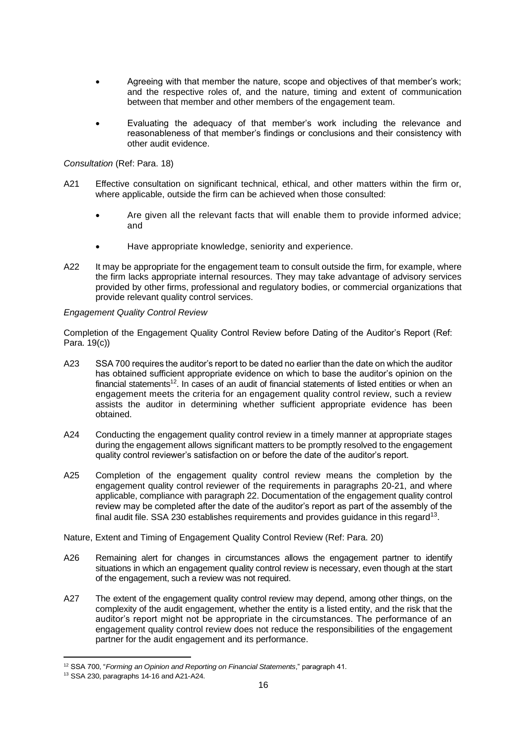- Agreeing with that member the nature, scope and objectives of that member's work; and the respective roles of, and the nature, timing and extent of communication between that member and other members of the engagement team.
- Evaluating the adequacy of that member's work including the relevance and reasonableness of that member's findings or conclusions and their consistency with other audit evidence.

*Consultation* (Ref: Para. 18)

A21 Effective consultation on significant technical, ethical, and other matters within the firm or, where applicable, outside the firm can be achieved when those consulted:

- Are given all the relevant facts that will enable them to provide informed advice; and
- Have appropriate knowledge, seniority and experience.

A22 It may be appropriate for the engagement team to consult outside the firm, for example, where the firm lacks appropriate internal resources. They may take advantage of advisory services provided by other firms, professional and regulatory bodies, or commercial organizations that provide relevant quality control services.

*Engagement Quality Control Review*

Completion of the Engagement Quality Control Review before Dating of the Auditor's Report (Ref: Para. 19(c))

A23 SSA 700 requires the auditor's report to be dated no earlier than the date on which the auditor has obtained sufficient appropriate evidence on which to base the auditor's opinion on the financial statements[12]. In cases of an audit of financial statements of listed entities or when an engagement meets the criteria for an engagement quality control review, such a review assists the auditor in determining whether sufficient appropriate evidence has been obtained.

A24 Conducting the engagement quality control review in a timely manner at appropriate stages during the engagement allows significant matters to be promptly resolved to the engagement quality control reviewer's satisfaction on or before the date of the auditor's report.

A25 Completion of the engagement quality control review means the completion by the engagement quality control reviewer of the requirements in paragraphs 20-21, and where applicable, compliance with paragraph 22. Documentation of the engagement quality control review may be completed after the date of the auditor's report as part of the assembly of the final audit file. SSA 230 establishes requirements and provides guidance in this regard[13].

Nature, Extent and Timing of Engagement Quality Control Review (Ref: Para. 20)

A26 Remaining alert for changes in circumstances allows the engagement partner to identify situations in which an engagement quality control review is necessary, even though at the start of the engagement, such a review was not required.

A27 The extent of the engagement quality control review may depend, among other things, on the complexity of the audit engagement, whether the entity is a listed entity, and the risk that the auditor's report might not be appropriate in the circumstances. The performance of an engagement quality control review does not reduce the responsibilities of the engagement partner for the audit engagement and its performance.

---

[12] SSA 700, "*Forming an Opinion and Reporting on Financial Statements*," paragraph 41.

[13] SSA 230, paragraphs 14-16 and A21-A24.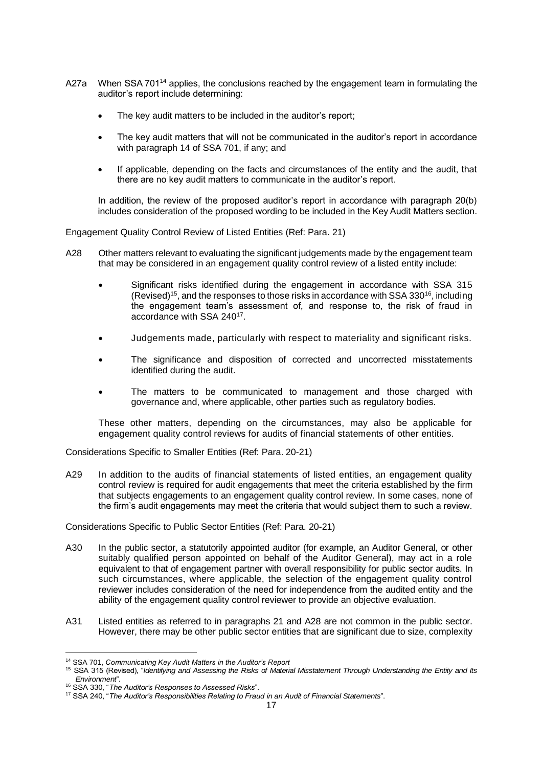A27a When SSA 701[14] applies, the conclusions reached by the engagement team in formulating the auditor's report include determining:

- The key audit matters to be included in the auditor's report;
- The key audit matters that will not be communicated in the auditor's report in accordance with paragraph 14 of SSA 701, if any; and
- If applicable, depending on the facts and circumstances of the entity and the audit, that there are no key audit matters to communicate in the auditor's report.

In addition, the review of the proposed auditor's report in accordance with paragraph 20(b) includes consideration of the proposed wording to be included in the Key Audit Matters section.

Engagement Quality Control Review of Listed Entities (Ref: Para. 21)

A28 Other matters relevant to evaluating the significant judgements made by the engagement team that may be considered in an engagement quality control review of a listed entity include:

- Significant risks identified during the engagement in accordance with SSA 315 (Revised)[15], and the responses to those risks in accordance with SSA 330[16], including the engagement team's assessment of, and response to, the risk of fraud in accordance with SSA 240[17].
- Judgements made, particularly with respect to materiality and significant risks.
- The significance and disposition of corrected and uncorrected misstatements identified during the audit.
- The matters to be communicated to management and those charged with governance and, where applicable, other parties such as regulatory bodies.

These other matters, depending on the circumstances, may also be applicable for engagement quality control reviews for audits of financial statements of other entities.

Considerations Specific to Smaller Entities (Ref: Para. 20-21)

A29 In addition to the audits of financial statements of listed entities, an engagement quality control review is required for audit engagements that meet the criteria established by the firm that subjects engagements to an engagement quality control review. In some cases, none of the firm's audit engagements may meet the criteria that would subject them to such a review.

Considerations Specific to Public Sector Entities (Ref: Para. 20-21)

A30 In the public sector, a statutorily appointed auditor (for example, an Auditor General, or other suitably qualified person appointed on behalf of the Auditor General), may act in a role equivalent to that of engagement partner with overall responsibility for public sector audits. In such circumstances, where applicable, the selection of the engagement quality control reviewer includes consideration of the need for independence from the audited entity and the ability of the engagement quality control reviewer to provide an objective evaluation.

A31 Listed entities as referred to in paragraphs 21 and A28 are not common in the public sector. However, there may be other public sector entities that are significant due to size, complexity

[14] SSA 701, *Communicating Key Audit Matters in the Auditor's Report*

[15] SSA 315 (Revised), "*Identifying and Assessing the Risks of Material Misstatement Through Understanding the Entity and Its Environment*".

[16] SSA 330, "*The Auditor's Responses to Assessed Risks*".

[17] SSA 240, "*The Auditor's Responsibilities Relating to Fraud in an Audit of Financial Statements*".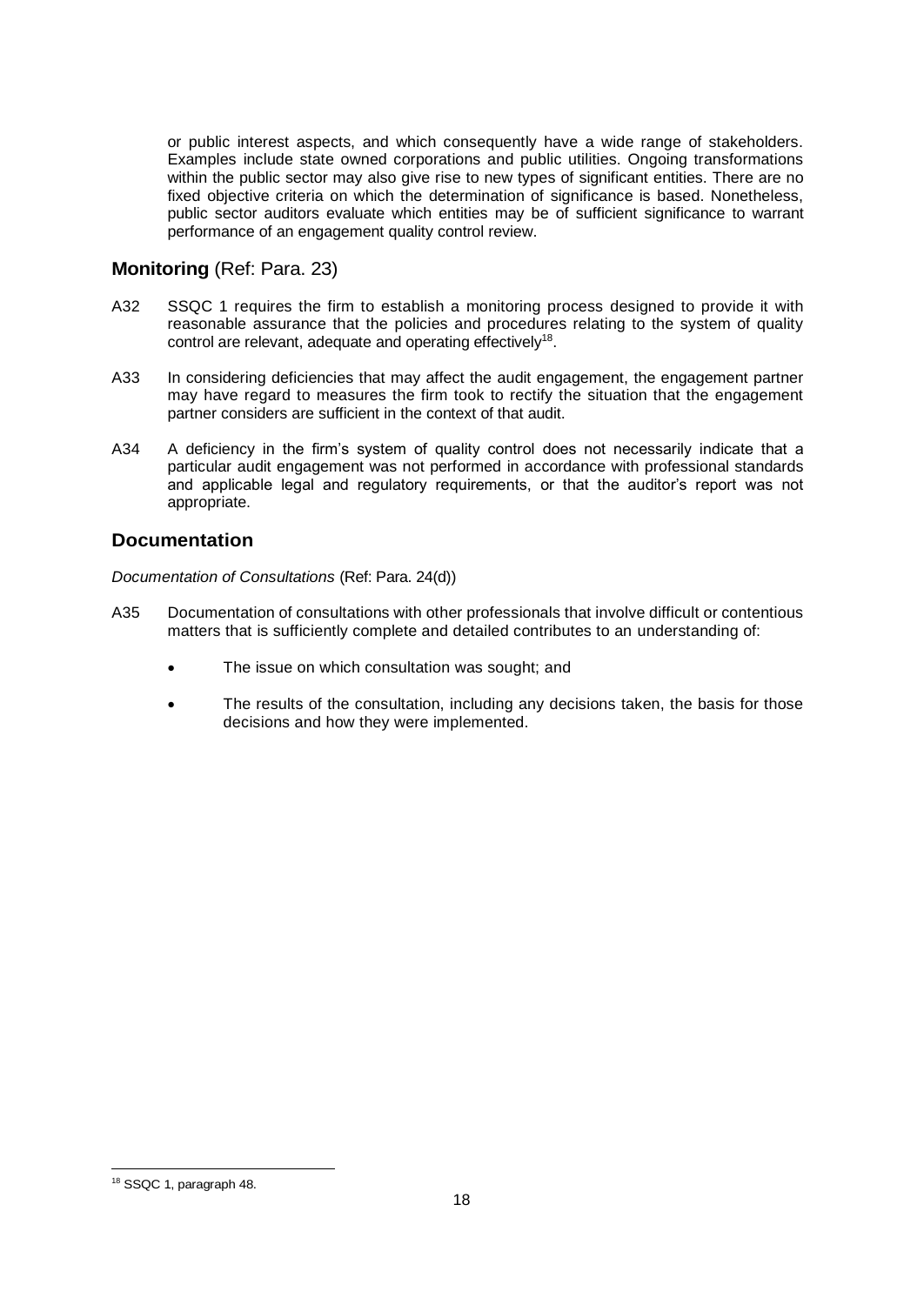or public interest aspects, and which consequently have a wide range of stakeholders. Examples include state owned corporations and public utilities. Ongoing transformations within the public sector may also give rise to new types of significant entities. There are no fixed objective criteria on which the determination of significance is based. Nonetheless, public sector auditors evaluate which entities may be of sufficient significance to warrant performance of an engagement quality control review.

## **Monitoring** (Ref: Para. 23)

A32 SSQC 1 requires the firm to establish a monitoring process designed to provide it with reasonable assurance that the policies and procedures relating to the system of quality control are relevant, adequate and operating effectively[18].

A33 In considering deficiencies that may affect the audit engagement, the engagement partner may have regard to measures the firm took to rectify the situation that the engagement partner considers are sufficient in the context of that audit.

A34 A deficiency in the firm's system of quality control does not necessarily indicate that a particular audit engagement was not performed in accordance with professional standards and applicable legal and regulatory requirements, or that the auditor's report was not appropriate.

## **Documentation**

*Documentation of Consultations* (Ref: Para. 24(d))

A35 Documentation of consultations with other professionals that involve difficult or contentious matters that is sufficiently complete and detailed contributes to an understanding of:

- The issue on which consultation was sought; and
- The results of the consultation, including any decisions taken, the basis for those decisions and how they were implemented.

[18] SSQC 1, paragraph 48.